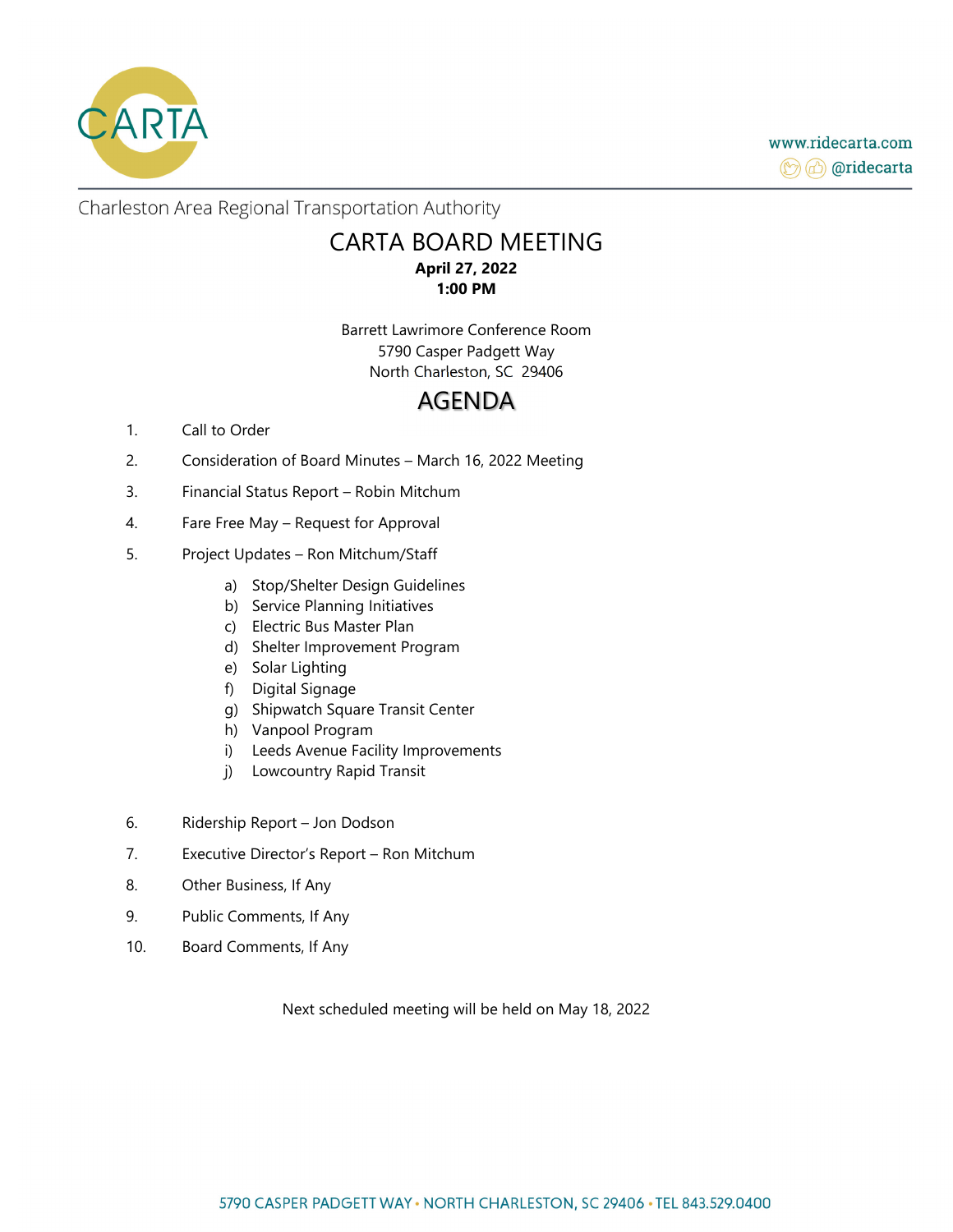CARTA

www.ridecarta.com
@ridecarta

Charleston Area Regional Transportation Authority

# CARTA BOARD MEETING

**April 27, 2022**
**1:00 PM**

Barrett Lawrimore Conference Room
5790 Casper Padgett Way
North Charleston, SC 29406

## AGENDA

1. Call to Order
2. Consideration of Board Minutes – March 16, 2022 Meeting
3. Financial Status Report – Robin Mitchum
4. Fare Free May – Request for Approval
5. Project Updates – Ron Mitchum/Staff
   a) Stop/Shelter Design Guidelines
   b) Service Planning Initiatives
   c) Electric Bus Master Plan
   d) Shelter Improvement Program
   e) Solar Lighting
   f) Digital Signage
   g) Shipwatch Square Transit Center
   h) Vanpool Program
   i) Leeds Avenue Facility Improvements
   j) Lowcountry Rapid Transit
6. Ridership Report – Jon Dodson
7. Executive Director's Report – Ron Mitchum
8. Other Business, If Any
9. Public Comments, If Any
10. Board Comments, If Any

Next scheduled meeting will be held on May 18, 2022

5790 CASPER PADGETT WAY • NORTH CHARLESTON, SC 29406 • TEL 843.529.0400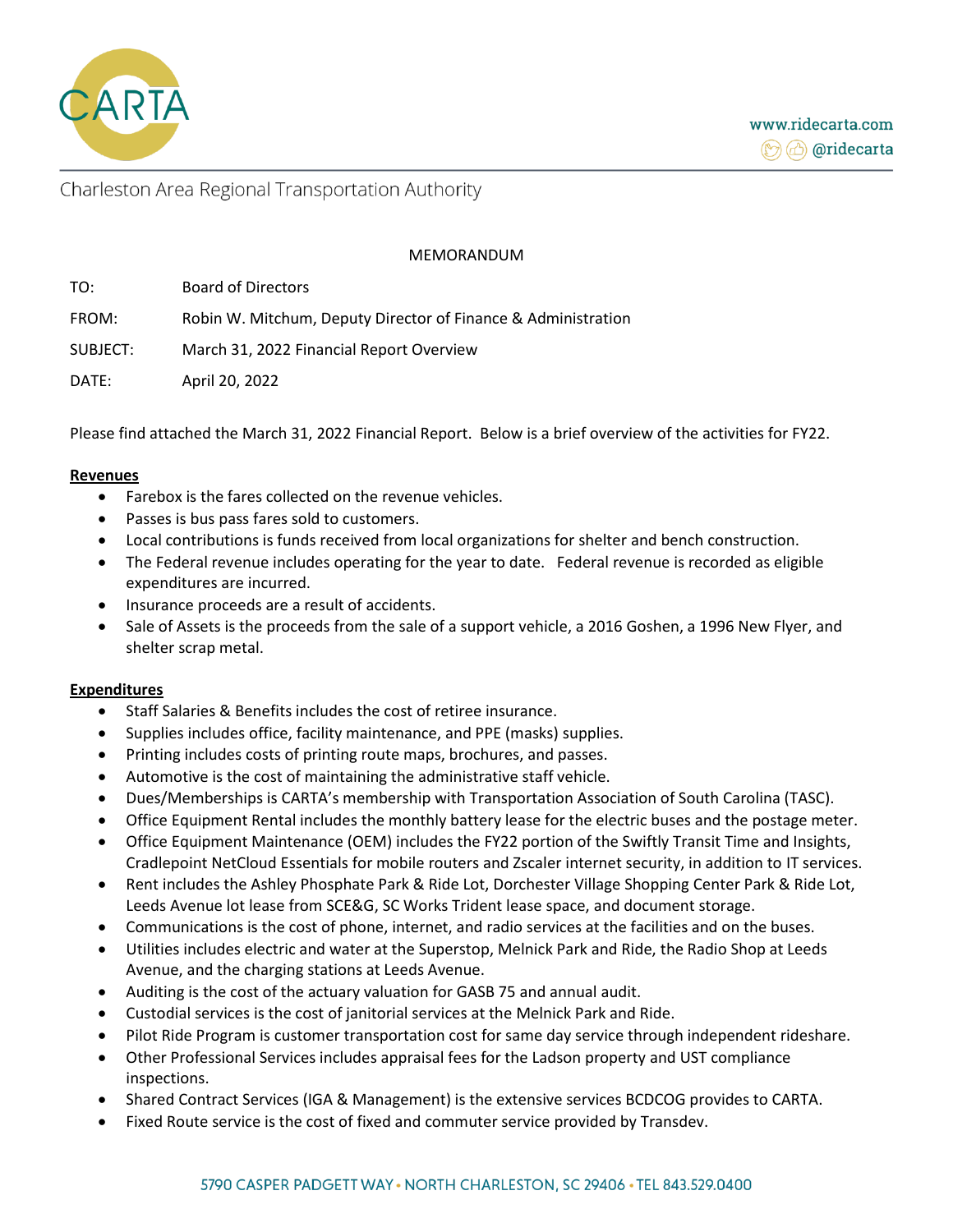Charleston Area Regional Transportation Authority

MEMORANDUM

| | |
|---|---|
| TO: | Board of Directors |
| FROM: | Robin W. Mitchum, Deputy Director of Finance & Administration |
| SUBJECT: | March 31, 2022 Financial Report Overview |
| DATE: | April 20, 2022 |

Please find attached the March 31, 2022 Financial Report. Below is a brief overview of the activities for FY22.

**Revenues**

- Farebox is the fares collected on the revenue vehicles.
- Passes is bus pass fares sold to customers.
- Local contributions is funds received from local organizations for shelter and bench construction.
- The Federal revenue includes operating for the year to date. Federal revenue is recorded as eligible expenditures are incurred.
- Insurance proceeds are a result of accidents.
- Sale of Assets is the proceeds from the sale of a support vehicle, a 2016 Goshen, a 1996 New Flyer, and shelter scrap metal.

**Expenditures**

- Staff Salaries & Benefits includes the cost of retiree insurance.
- Supplies includes office, facility maintenance, and PPE (masks) supplies.
- Printing includes costs of printing route maps, brochures, and passes.
- Automotive is the cost of maintaining the administrative staff vehicle.
- Dues/Memberships is CARTA's membership with Transportation Association of South Carolina (TASC).
- Office Equipment Rental includes the monthly battery lease for the electric buses and the postage meter.
- Office Equipment Maintenance (OEM) includes the FY22 portion of the Swiftly Transit Time and Insights, Cradlepoint NetCloud Essentials for mobile routers and Zscaler internet security, in addition to IT services.
- Rent includes the Ashley Phosphate Park & Ride Lot, Dorchester Village Shopping Center Park & Ride Lot, Leeds Avenue lot lease from SCE&G, SC Works Trident lease space, and document storage.
- Communications is the cost of phone, internet, and radio services at the facilities and on the buses.
- Utilities includes electric and water at the Superstop, Melnick Park and Ride, the Radio Shop at Leeds Avenue, and the charging stations at Leeds Avenue.
- Auditing is the cost of the actuary valuation for GASB 75 and annual audit.
- Custodial services is the cost of janitorial services at the Melnick Park and Ride.
- Pilot Ride Program is customer transportation cost for same day service through independent rideshare.
- Other Professional Services includes appraisal fees for the Ladson property and UST compliance inspections.
- Shared Contract Services (IGA & Management) is the extensive services BCDCOG provides to CARTA.
- Fixed Route service is the cost of fixed and commuter service provided by Transdev.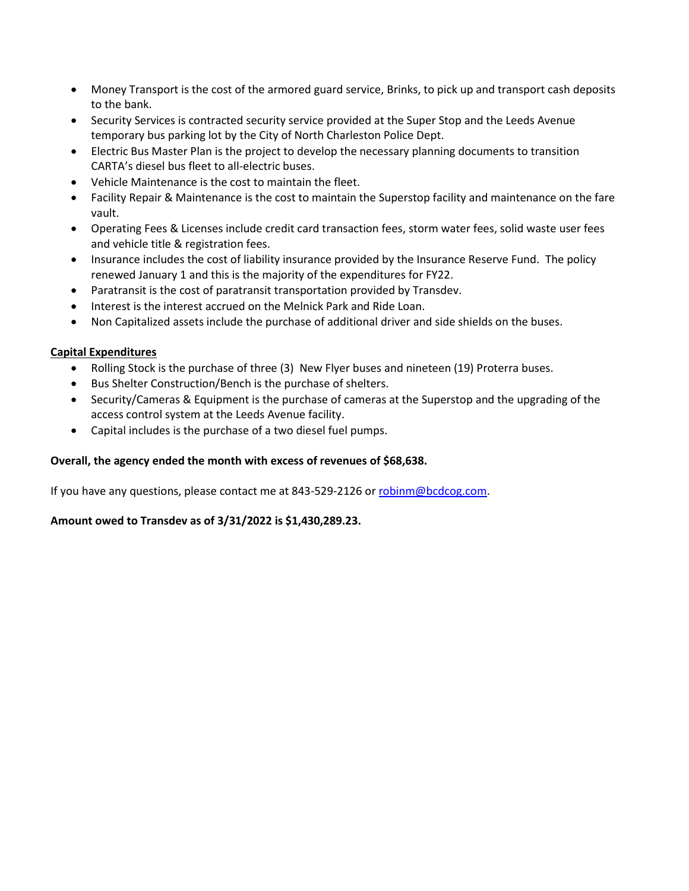- Money Transport is the cost of the armored guard service, Brinks, to pick up and transport cash deposits to the bank.
- Security Services is contracted security service provided at the Super Stop and the Leeds Avenue temporary bus parking lot by the City of North Charleston Police Dept.
- Electric Bus Master Plan is the project to develop the necessary planning documents to transition CARTA's diesel bus fleet to all-electric buses.
- Vehicle Maintenance is the cost to maintain the fleet.
- Facility Repair & Maintenance is the cost to maintain the Superstop facility and maintenance on the fare vault.
- Operating Fees & Licenses include credit card transaction fees, storm water fees, solid waste user fees and vehicle title & registration fees.
- Insurance includes the cost of liability insurance provided by the Insurance Reserve Fund. The policy renewed January 1 and this is the majority of the expenditures for FY22.
- Paratransit is the cost of paratransit transportation provided by Transdev.
- Interest is the interest accrued on the Melnick Park and Ride Loan.
- Non Capitalized assets include the purchase of additional driver and side shields on the buses.

<u>**Capital Expenditures**</u>

- Rolling Stock is the purchase of three (3) New Flyer buses and nineteen (19) Proterra buses.
- Bus Shelter Construction/Bench is the purchase of shelters.
- Security/Cameras & Equipment is the purchase of cameras at the Superstop and the upgrading of the access control system at the Leeds Avenue facility.
- Capital includes is the purchase of a two diesel fuel pumps.

**Overall, the agency ended the month with excess of revenues of $68,638.**

If you have any questions, please contact me at 843-529-2126 or robinm@bcdcog.com.

**Amount owed to Transdev as of 3/31/2022 is $1,430,289.23.**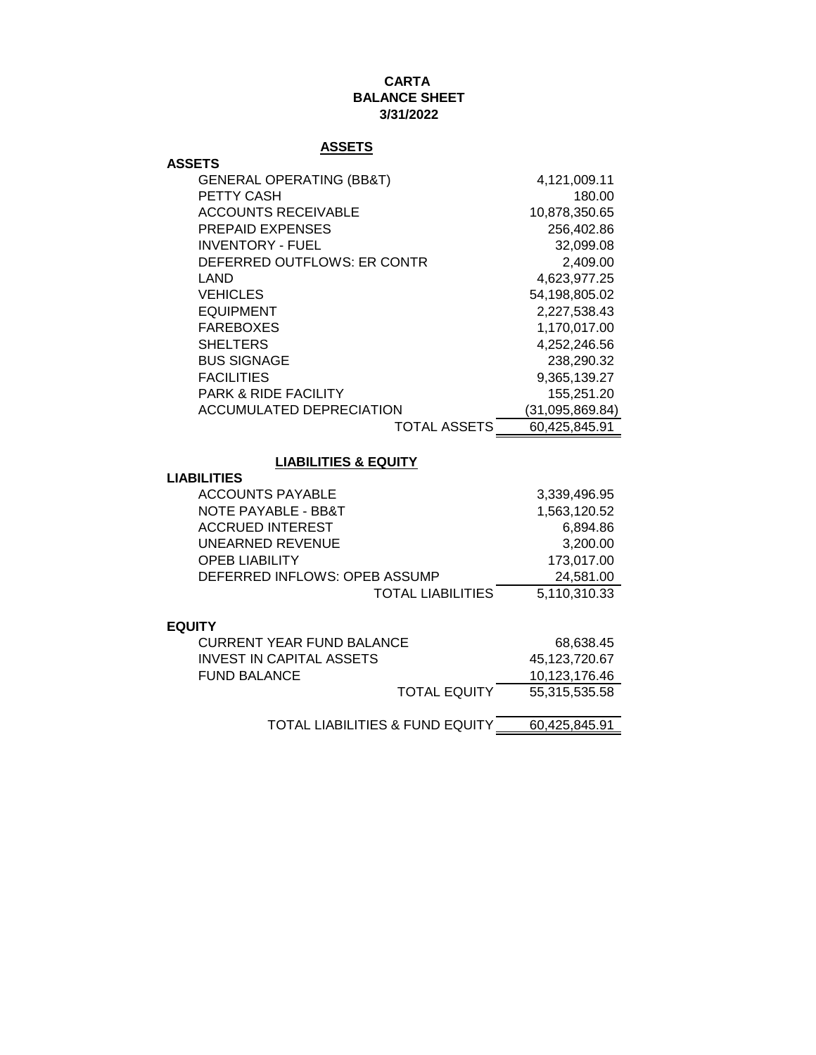# CARTA
## BALANCE SHEET
### 3/31/2022

**ASSETS**

| ASSETS | |
|---|---|
| GENERAL OPERATING (BB&T) | 4,121,009.11 |
| PETTY CASH | 180.00 |
| ACCOUNTS RECEIVABLE | 10,878,350.65 |
| PREPAID EXPENSES | 256,402.86 |
| INVENTORY - FUEL | 32,099.08 |
| DEFERRED OUTFLOWS: ER CONTR | 2,409.00 |
| LAND | 4,623,977.25 |
| VEHICLES | 54,198,805.02 |
| EQUIPMENT | 2,227,538.43 |
| FAREBOXES | 1,170,017.00 |
| SHELTERS | 4,252,246.56 |
| BUS SIGNAGE | 238,290.32 |
| FACILITIES | 9,365,139.27 |
| PARK & RIDE FACILITY | 155,251.20 |
| ACCUMULATED DEPRECIATION | (31,095,869.84) |
| TOTAL ASSETS | 60,425,845.91 |

**LIABILITIES & EQUITY**

| LIABILITIES | |
|---|---|
| ACCOUNTS PAYABLE | 3,339,496.95 |
| NOTE PAYABLE - BB&T | 1,563,120.52 |
| ACCRUED INTEREST | 6,894.86 |
| UNEARNED REVENUE | 3,200.00 |
| OPEB LIABILITY | 173,017.00 |
| DEFERRED INFLOWS: OPEB ASSUMP | 24,581.00 |
| TOTAL LIABILITIES | 5,110,310.33 |

| EQUITY | |
|---|---|
| CURRENT YEAR FUND BALANCE | 68,638.45 |
| INVEST IN CAPITAL ASSETS | 45,123,720.67 |
| FUND BALANCE | 10,123,176.46 |
| TOTAL EQUITY | 55,315,535.58 |
| TOTAL LIABILITIES & FUND EQUITY | 60,425,845.91 |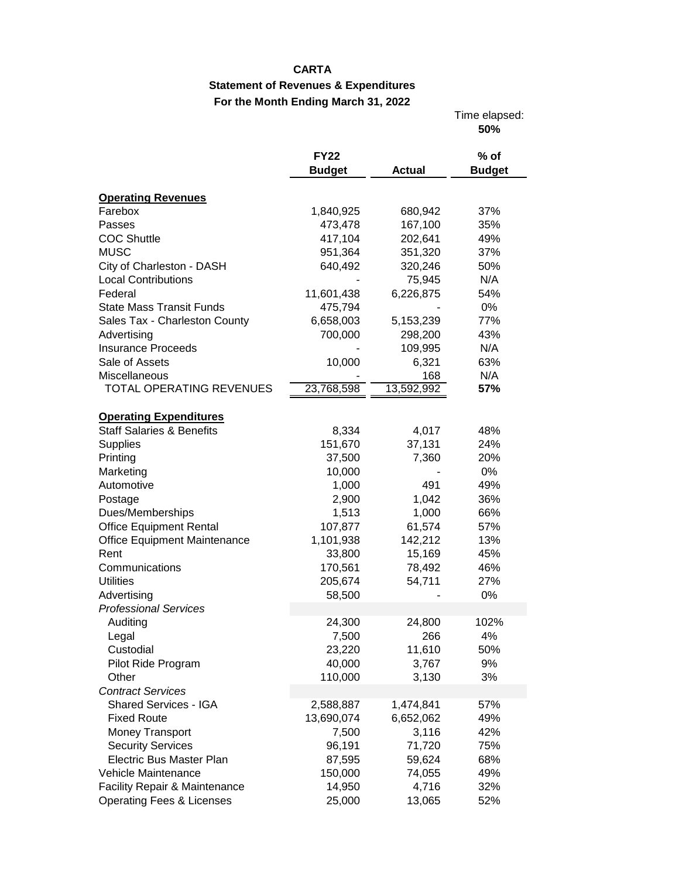# CARTA

## Statement of Revenues & Expenditures

### For the Month Ending March 31, 2022

Time elapsed: **50%**

| | FY22 Budget | Actual | % of Budget |
|---|---|---|---|
| **Operating Revenues** | | | |
| Farebox | 1,840,925 | 680,942 | 37% |
| Passes | 473,478 | 167,100 | 35% |
| COC Shuttle | 417,104 | 202,641 | 49% |
| MUSC | 951,364 | 351,320 | 37% |
| City of Charleston - DASH | 640,492 | 320,246 | 50% |
| Local Contributions | - | 75,945 | N/A |
| Federal | 11,601,438 | 6,226,875 | 54% |
| State Mass Transit Funds | 475,794 | - | 0% |
| Sales Tax - Charleston County | 6,658,003 | 5,153,239 | 77% |
| Advertising | 700,000 | 298,200 | 43% |
| Insurance Proceeds | - | 109,995 | N/A |
| Sale of Assets | 10,000 | 6,321 | 63% |
| Miscellaneous | - | 168 | N/A |
| TOTAL OPERATING REVENUES | 23,768,598 | 13,592,992 | **57%** |
| **Operating Expenditures** | | | |
| Staff Salaries & Benefits | 8,334 | 4,017 | 48% |
| Supplies | 151,670 | 37,131 | 24% |
| Printing | 37,500 | 7,360 | 20% |
| Marketing | 10,000 | - | 0% |
| Automotive | 1,000 | 491 | 49% |
| Postage | 2,900 | 1,042 | 36% |
| Dues/Memberships | 1,513 | 1,000 | 66% |
| Office Equipment Rental | 107,877 | 61,574 | 57% |
| Office Equipment Maintenance | 1,101,938 | 142,212 | 13% |
| Rent | 33,800 | 15,169 | 45% |
| Communications | 170,561 | 78,492 | 46% |
| Utilities | 205,674 | 54,711 | 27% |
| Advertising | 58,500 | - | 0% |
| *Professional Services* | | | |
| Auditing | 24,300 | 24,800 | 102% |
| Legal | 7,500 | 266 | 4% |
| Custodial | 23,220 | 11,610 | 50% |
| Pilot Ride Program | 40,000 | 3,767 | 9% |
| Other | 110,000 | 3,130 | 3% |
| *Contract Services* | | | |
| Shared Services - IGA | 2,588,887 | 1,474,841 | 57% |
| Fixed Route | 13,690,074 | 6,652,062 | 49% |
| Money Transport | 7,500 | 3,116 | 42% |
| Security Services | 96,191 | 71,720 | 75% |
| Electric Bus Master Plan | 87,595 | 59,624 | 68% |
| Vehicle Maintenance | 150,000 | 74,055 | 49% |
| Facility Repair & Maintenance | 14,950 | 4,716 | 32% |
| Operating Fees & Licenses | 25,000 | 13,065 | 52% |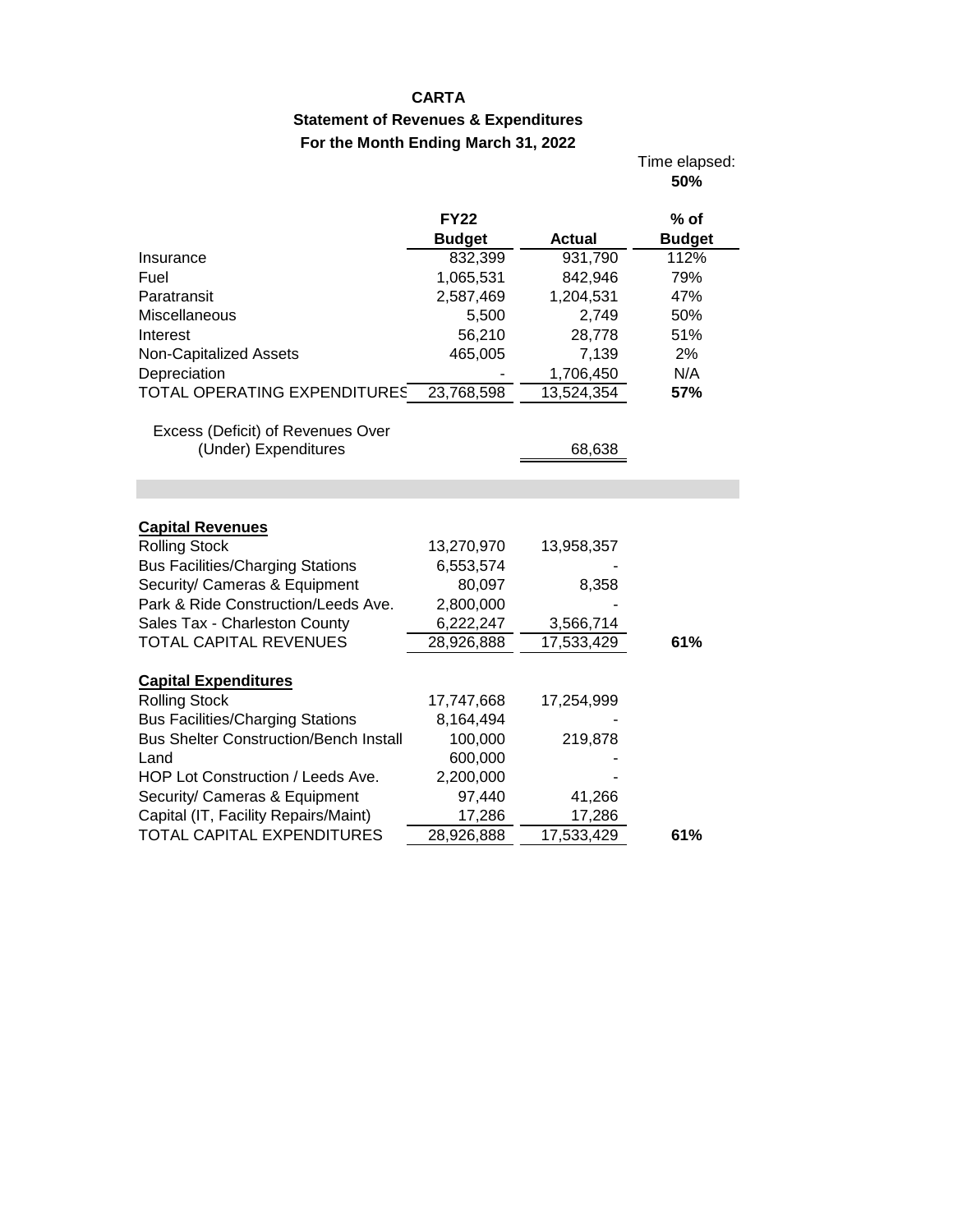**CARTA**

**Statement of Revenues & Expenditures**

**For the Month Ending March 31, 2022**

Time elapsed: **50%**

| | FY22 Budget | Actual | % of Budget |
|---|---|---|---|
| Insurance | 832,399 | 931,790 | 112% |
| Fuel | 1,065,531 | 842,946 | 79% |
| Paratransit | 2,587,469 | 1,204,531 | 47% |
| Miscellaneous | 5,500 | 2,749 | 50% |
| Interest | 56,210 | 28,778 | 51% |
| Non-Capitalized Assets | 465,005 | 7,139 | 2% |
| Depreciation | - | 1,706,450 | N/A |
| TOTAL OPERATING EXPENDITURES | 23,768,598 | 13,524,354 | **57%** |
| | | | |
| Excess (Deficit) of Revenues Over (Under) Expenditures | | 68,638 | |

| | FY22 Budget | Actual | % of Budget |
|---|---|---|---|
| **Capital Revenues** | | | |
| Rolling Stock | 13,270,970 | 13,958,357 | |
| Bus Facilities/Charging Stations | 6,553,574 | - | |
| Security/ Cameras & Equipment | 80,097 | 8,358 | |
| Park & Ride Construction/Leeds Ave. | 2,800,000 | - | |
| Sales Tax - Charleston County | 6,222,247 | 3,566,714 | |
| TOTAL CAPITAL REVENUES | 28,926,888 | 17,533,429 | **61%** |
| | | | |
| **Capital Expenditures** | | | |
| Rolling Stock | 17,747,668 | 17,254,999 | |
| Bus Facilities/Charging Stations | 8,164,494 | - | |
| Bus Shelter Construction/Bench Install | 100,000 | 219,878 | |
| Land | 600,000 | - | |
| HOP Lot Construction / Leeds Ave. | 2,200,000 | - | |
| Security/ Cameras & Equipment | 97,440 | 41,266 | |
| Capital (IT, Facility Repairs/Maint) | 17,286 | 17,286 | |
| TOTAL CAPITAL EXPENDITURES | 28,926,888 | 17,533,429 | **61%** |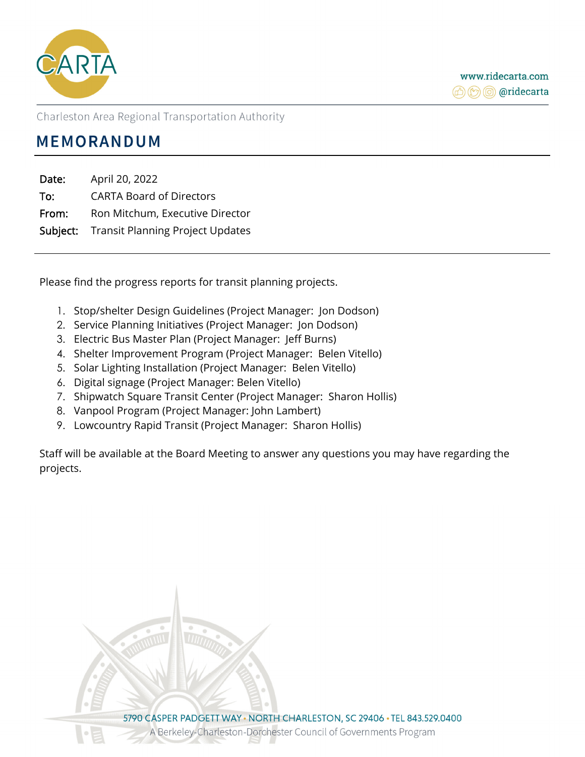Charleston Area Regional Transportation Authority

# MEMORANDUM

**Date:** April 20, 2022
**To:** CARTA Board of Directors
**From:** Ron Mitchum, Executive Director
**Subject:** Transit Planning Project Updates

Please find the progress reports for transit planning projects.

1. Stop/shelter Design Guidelines (Project Manager: Jon Dodson)
2. Service Planning Initiatives (Project Manager: Jon Dodson)
3. Electric Bus Master Plan (Project Manager: Jeff Burns)
4. Shelter Improvement Program (Project Manager: Belen Vitello)
5. Solar Lighting Installation (Project Manager: Belen Vitello)
6. Digital signage (Project Manager: Belen Vitello)
7. Shipwatch Square Transit Center (Project Manager: Sharon Hollis)
8. Vanpool Program (Project Manager: John Lambert)
9. Lowcountry Rapid Transit (Project Manager: Sharon Hollis)

Staff will be available at the Board Meeting to answer any questions you may have regarding the projects.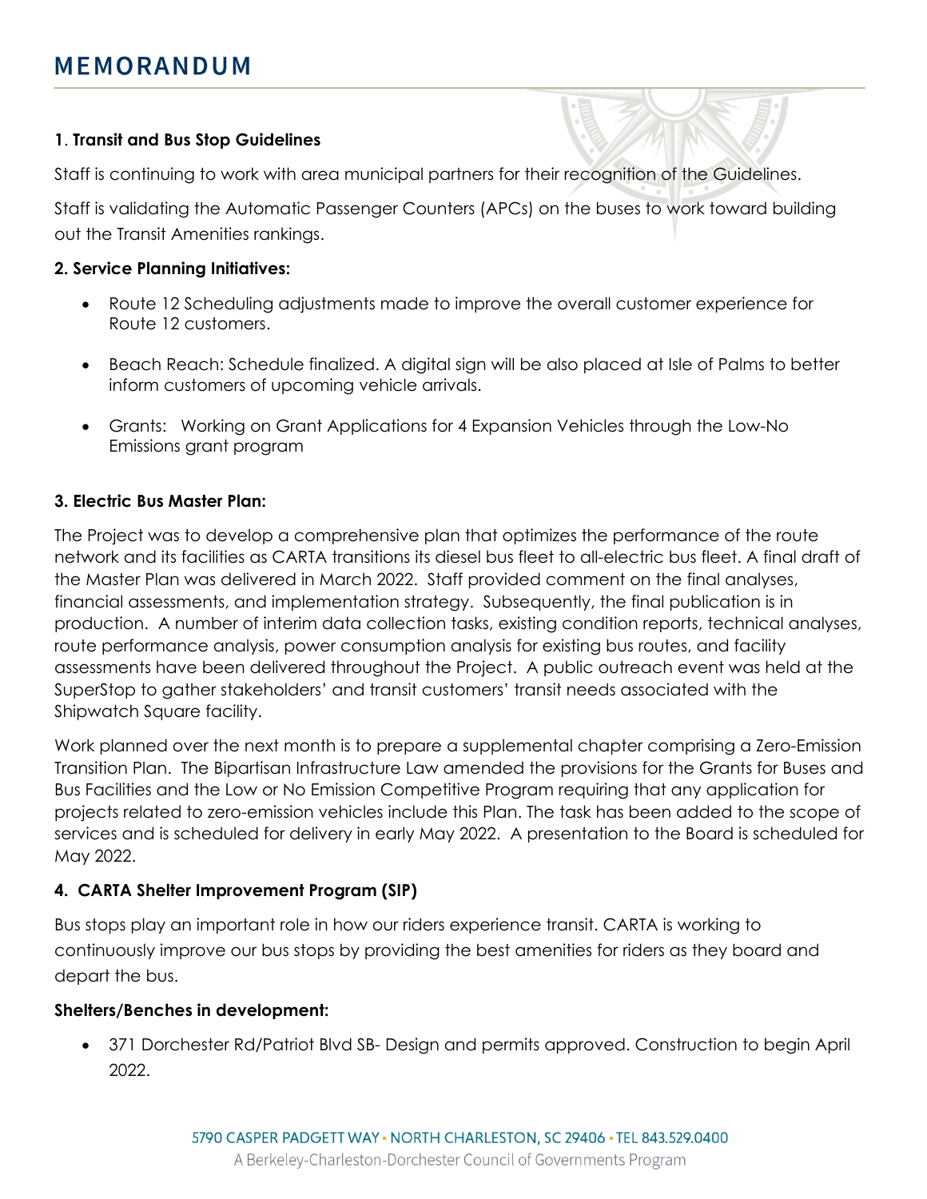# MEMORANDUM

**1**. **Transit and Bus Stop Guidelines**

Staff is continuing to work with area municipal partners for their recognition of the Guidelines.

Staff is validating the Automatic Passenger Counters (APCs) on the buses to work toward building out the Transit Amenities rankings.

**2. Service Planning Initiatives:**

- Route 12 Scheduling adjustments made to improve the overall customer experience for Route 12 customers.
- Beach Reach: Schedule finalized. A digital sign will be also placed at Isle of Palms to better inform customers of upcoming vehicle arrivals.
- Grants: Working on Grant Applications for 4 Expansion Vehicles through the Low-No Emissions grant program

**3. Electric Bus Master Plan:**

The Project was to develop a comprehensive plan that optimizes the performance of the route network and its facilities as CARTA transitions its diesel bus fleet to all-electric bus fleet. A final draft of the Master Plan was delivered in March 2022. Staff provided comment on the final analyses, financial assessments, and implementation strategy. Subsequently, the final publication is in production. A number of interim data collection tasks, existing condition reports, technical analyses, route performance analysis, power consumption analysis for existing bus routes, and facility assessments have been delivered throughout the Project. A public outreach event was held at the SuperStop to gather stakeholders' and transit customers' transit needs associated with the Shipwatch Square facility.

Work planned over the next month is to prepare a supplemental chapter comprising a Zero-Emission Transition Plan. The Bipartisan Infrastructure Law amended the provisions for the Grants for Buses and Bus Facilities and the Low or No Emission Competitive Program requiring that any application for projects related to zero-emission vehicles include this Plan. The task has been added to the scope of services and is scheduled for delivery in early May 2022. A presentation to the Board is scheduled for May 2022.

**4. CARTA Shelter Improvement Program (SIP)**

Bus stops play an important role in how our riders experience transit. CARTA is working to continuously improve our bus stops by providing the best amenities for riders as they board and depart the bus.

**Shelters/Benches in development:**

- 371 Dorchester Rd/Patriot Blvd SB- Design and permits approved. Construction to begin April 2022.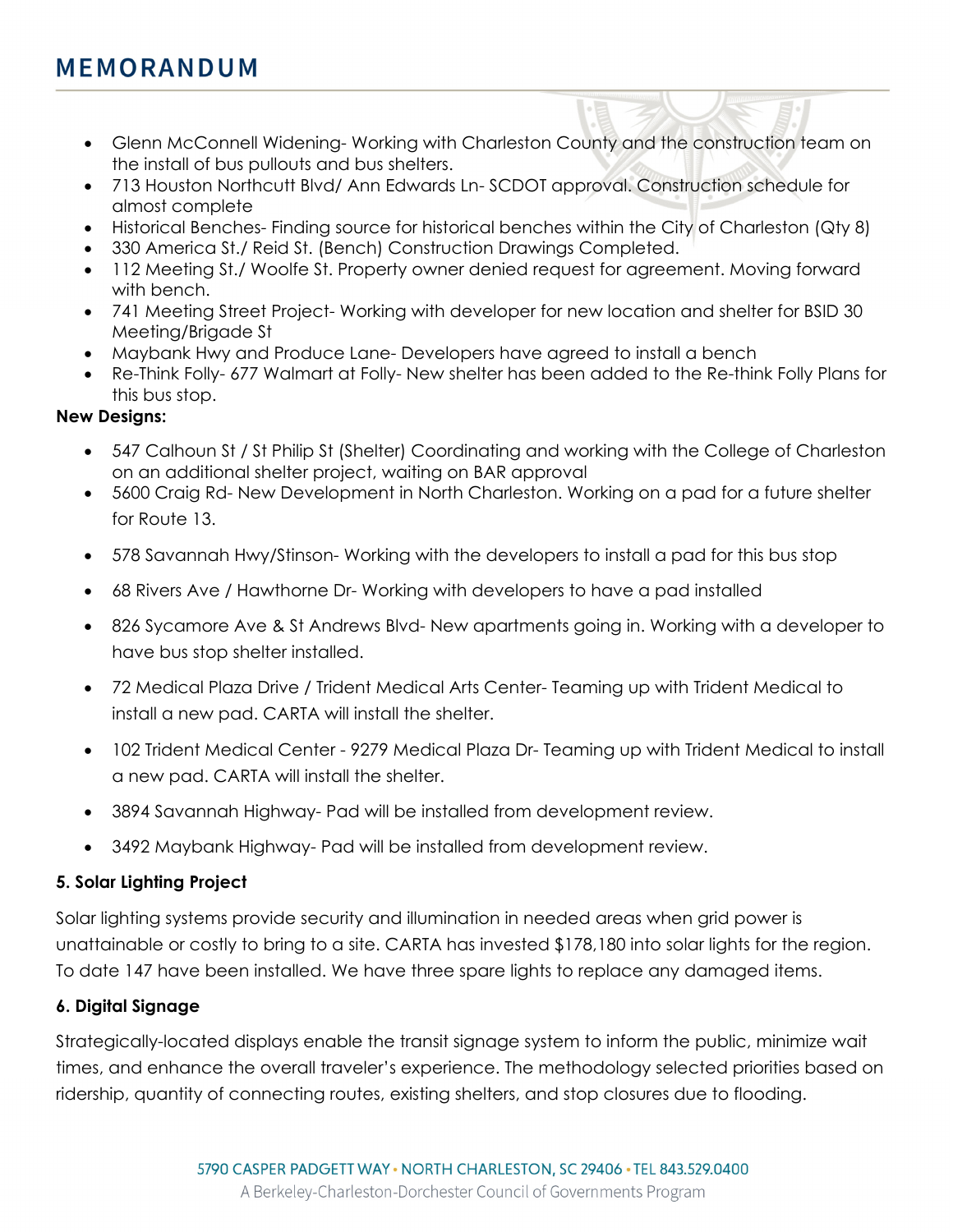# MEMORANDUM

- Glenn McConnell Widening- Working with Charleston County and the construction team on the install of bus pullouts and bus shelters.
- 713 Houston Northcutt Blvd/ Ann Edwards Ln- SCDOT approval. Construction schedule for almost complete
- Historical Benches- Finding source for historical benches within the City of Charleston (Qty 8)
- 330 America St./ Reid St. (Bench) Construction Drawings Completed.
- 112 Meeting St./ Woolfe St. Property owner denied request for agreement. Moving forward with bench.
- 741 Meeting Street Project- Working with developer for new location and shelter for BSID 30 Meeting/Brigade St
- Maybank Hwy and Produce Lane- Developers have agreed to install a bench
- Re-Think Folly- 677 Walmart at Folly- New shelter has been added to the Re-think Folly Plans for this bus stop.

**New Designs:**

- 547 Calhoun St / St Philip St (Shelter) Coordinating and working with the College of Charleston on an additional shelter project, waiting on BAR approval
- 5600 Craig Rd- New Development in North Charleston. Working on a pad for a future shelter for Route 13.
- 578 Savannah Hwy/Stinson- Working with the developers to install a pad for this bus stop
- 68 Rivers Ave / Hawthorne Dr- Working with developers to have a pad installed
- 826 Sycamore Ave & St Andrews Blvd- New apartments going in. Working with a developer to have bus stop shelter installed.
- 72 Medical Plaza Drive / Trident Medical Arts Center- Teaming up with Trident Medical to install a new pad. CARTA will install the shelter.
- 102 Trident Medical Center - 9279 Medical Plaza Dr- Teaming up with Trident Medical to install a new pad. CARTA will install the shelter.
- 3894 Savannah Highway- Pad will be installed from development review.
- 3492 Maybank Highway- Pad will be installed from development review.

**5. Solar Lighting Project**

Solar lighting systems provide security and illumination in needed areas when grid power is unattainable or costly to bring to a site. CARTA has invested $178,180 into solar lights for the region. To date 147 have been installed. We have three spare lights to replace any damaged items.

**6. Digital Signage**

Strategically-located displays enable the transit signage system to inform the public, minimize wait times, and enhance the overall traveler's experience. The methodology selected priorities based on ridership, quantity of connecting routes, existing shelters, and stop closures due to flooding.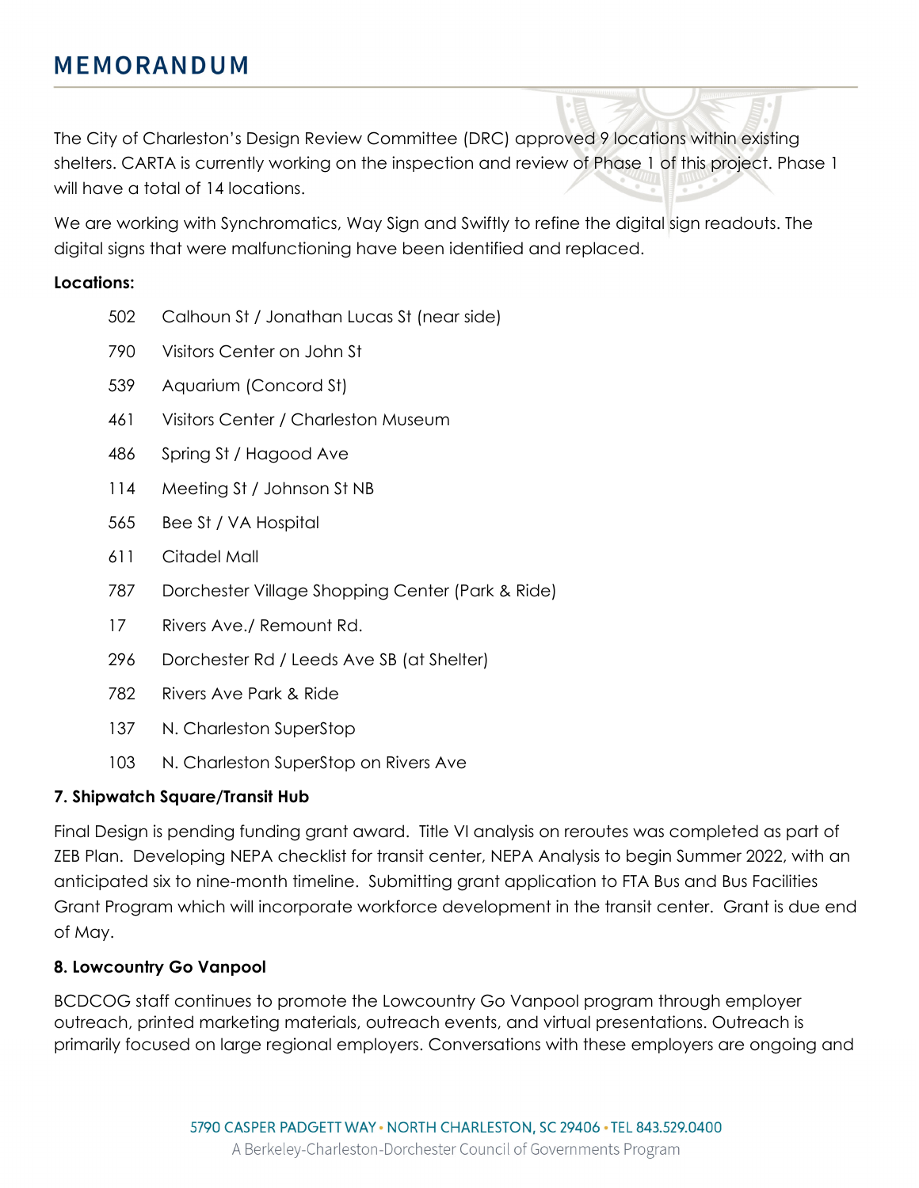# MEMORANDUM

The City of Charleston's Design Review Committee (DRC) approved 9 locations within existing shelters. CARTA is currently working on the inspection and review of Phase 1 of this project. Phase 1 will have a total of 14 locations.

We are working with Synchromatics, Way Sign and Swiftly to refine the digital sign readouts. The digital signs that were malfunctioning have been identified and replaced.

**Locations:**

| | |
|---|---|
| 502 | Calhoun St / Jonathan Lucas St (near side) |
| 790 | Visitors Center on John St |
| 539 | Aquarium (Concord St) |
| 461 | Visitors Center / Charleston Museum |
| 486 | Spring St / Hagood Ave |
| 114 | Meeting St / Johnson St NB |
| 565 | Bee St / VA Hospital |
| 611 | Citadel Mall |
| 787 | Dorchester Village Shopping Center (Park & Ride) |
| 17 | Rivers Ave./ Remount Rd. |
| 296 | Dorchester Rd / Leeds Ave SB (at Shelter) |
| 782 | Rivers Ave Park & Ride |
| 137 | N. Charleston SuperStop |
| 103 | N. Charleston SuperStop on Rivers Ave |

**7. Shipwatch Square/Transit Hub**

Final Design is pending funding grant award. Title VI analysis on reroutes was completed as part of ZEB Plan. Developing NEPA checklist for transit center, NEPA Analysis to begin Summer 2022, with an anticipated six to nine-month timeline. Submitting grant application to FTA Bus and Bus Facilities Grant Program which will incorporate workforce development in the transit center. Grant is due end of May.

**8. Lowcountry Go Vanpool**

BCDCOG staff continues to promote the Lowcountry Go Vanpool program through employer outreach, printed marketing materials, outreach events, and virtual presentations. Outreach is primarily focused on large regional employers. Conversations with these employers are ongoing and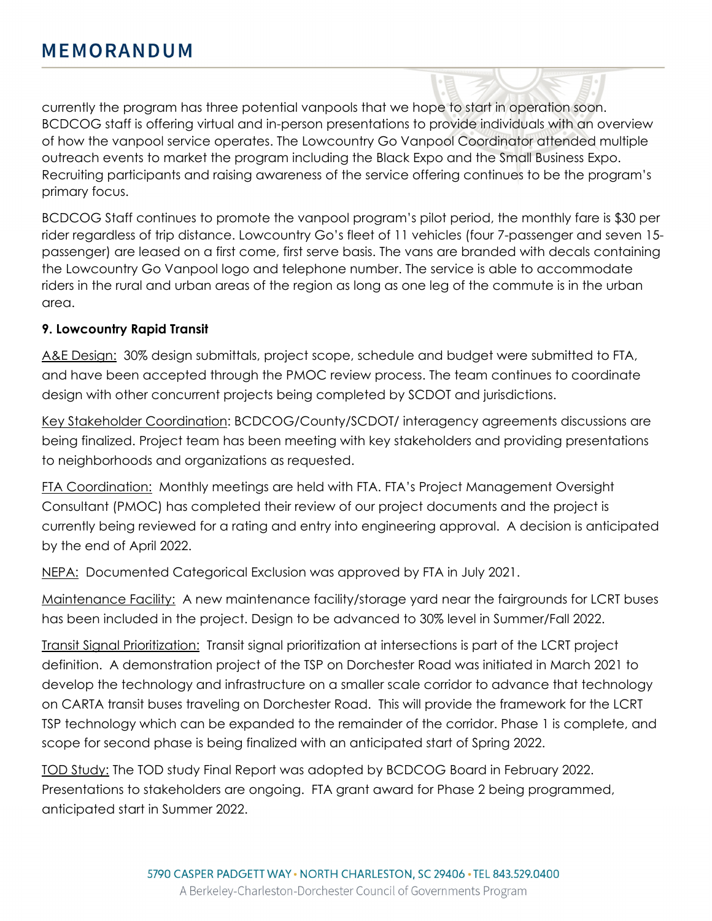currently the program has three potential vanpools that we hope to start in operation soon. BCDCOG staff is offering virtual and in-person presentations to provide individuals with an overview of how the vanpool service operates. The Lowcountry Go Vanpool Coordinator attended multiple outreach events to market the program including the Black Expo and the Small Business Expo. Recruiting participants and raising awareness of the service offering continues to be the program's primary focus.

BCDCOG Staff continues to promote the vanpool program's pilot period, the monthly fare is $30 per rider regardless of trip distance. Lowcountry Go's fleet of 11 vehicles (four 7-passenger and seven 15-passenger) are leased on a first come, first serve basis. The vans are branded with decals containing the Lowcountry Go Vanpool logo and telephone number. The service is able to accommodate riders in the rural and urban areas of the region as long as one leg of the commute is in the urban area.

**9. Lowcountry Rapid Transit**

A&E Design: 30% design submittals, project scope, schedule and budget were submitted to FTA, and have been accepted through the PMOC review process. The team continues to coordinate design with other concurrent projects being completed by SCDOT and jurisdictions.

Key Stakeholder Coordination: BCDCOG/County/SCDOT/ interagency agreements discussions are being finalized. Project team has been meeting with key stakeholders and providing presentations to neighborhoods and organizations as requested.

FTA Coordination: Monthly meetings are held with FTA. FTA's Project Management Oversight Consultant (PMOC) has completed their review of our project documents and the project is currently being reviewed for a rating and entry into engineering approval. A decision is anticipated by the end of April 2022.

NEPA: Documented Categorical Exclusion was approved by FTA in July 2021.

Maintenance Facility: A new maintenance facility/storage yard near the fairgrounds for LCRT buses has been included in the project. Design to be advanced to 30% level in Summer/Fall 2022.

Transit Signal Prioritization: Transit signal prioritization at intersections is part of the LCRT project definition. A demonstration project of the TSP on Dorchester Road was initiated in March 2021 to develop the technology and infrastructure on a smaller scale corridor to advance that technology on CARTA transit buses traveling on Dorchester Road. This will provide the framework for the LCRT TSP technology which can be expanded to the remainder of the corridor. Phase 1 is complete, and scope for second phase is being finalized with an anticipated start of Spring 2022.

TOD Study: The TOD study Final Report was adopted by BCDCOG Board in February 2022. Presentations to stakeholders are ongoing. FTA grant award for Phase 2 being programmed, anticipated start in Summer 2022.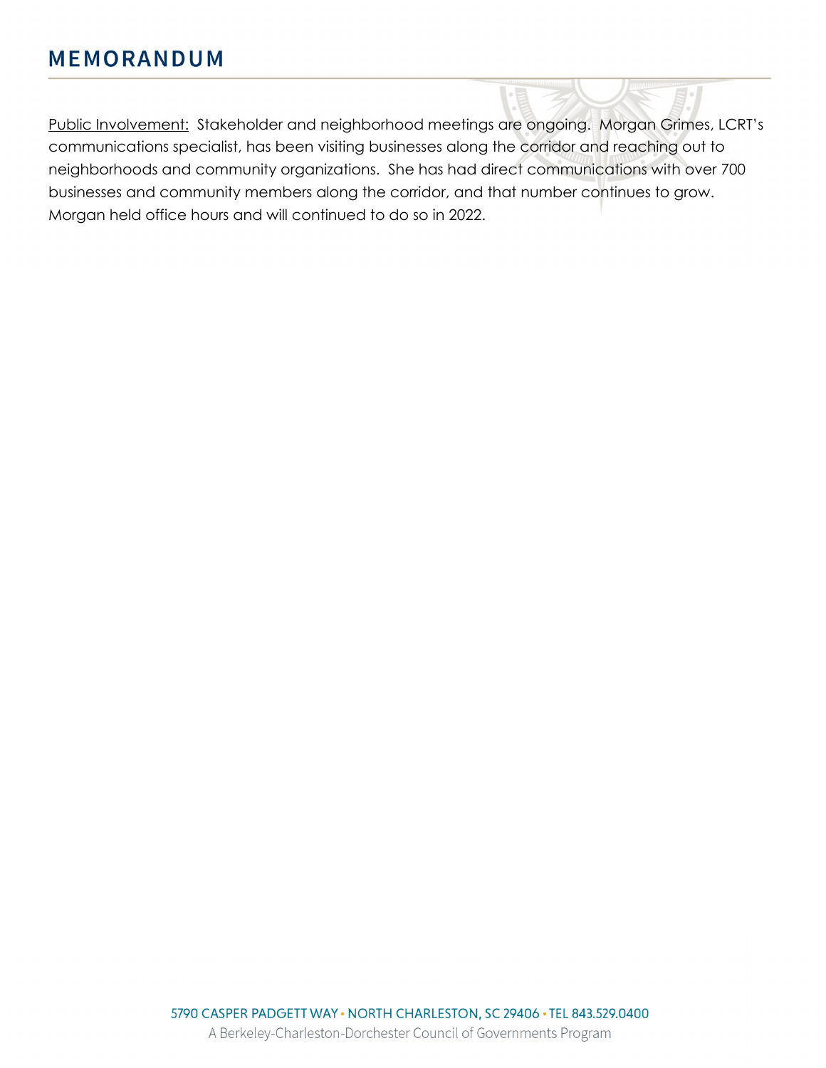# MEMORANDUM

Public Involvement: Stakeholder and neighborhood meetings are ongoing. Morgan Grimes, LCRT's communications specialist, has been visiting businesses along the corridor and reaching out to neighborhoods and community organizations. She has had direct communications with over 700 businesses and community members along the corridor, and that number continues to grow. Morgan held office hours and will continued to do so in 2022.